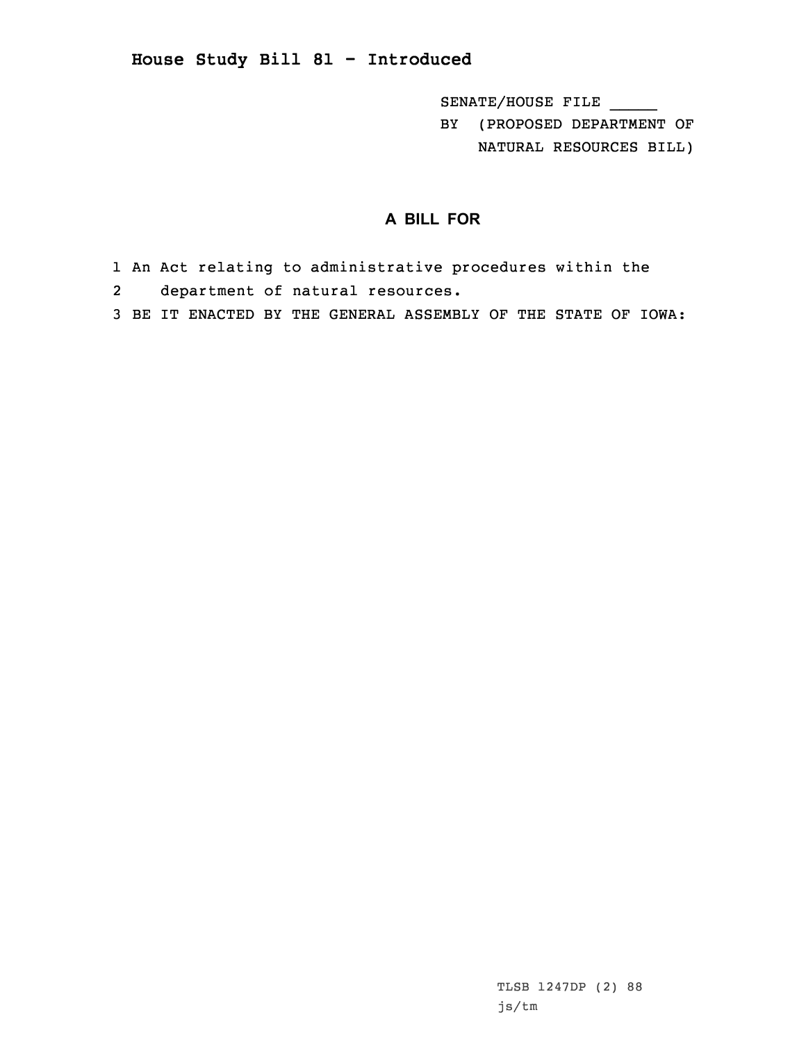# House Study Bill 81 - Introduced

SENATE/HOUSE FILE _____
BY (PROPOSED DEPARTMENT OF NATURAL RESOURCES BILL)

## A BILL FOR

1 An Act relating to administrative procedures within the
2 department of natural resources.
3 BE IT ENACTED BY THE GENERAL ASSEMBLY OF THE STATE OF IOWA:

TLSB 1247DP (2) 88
js/tm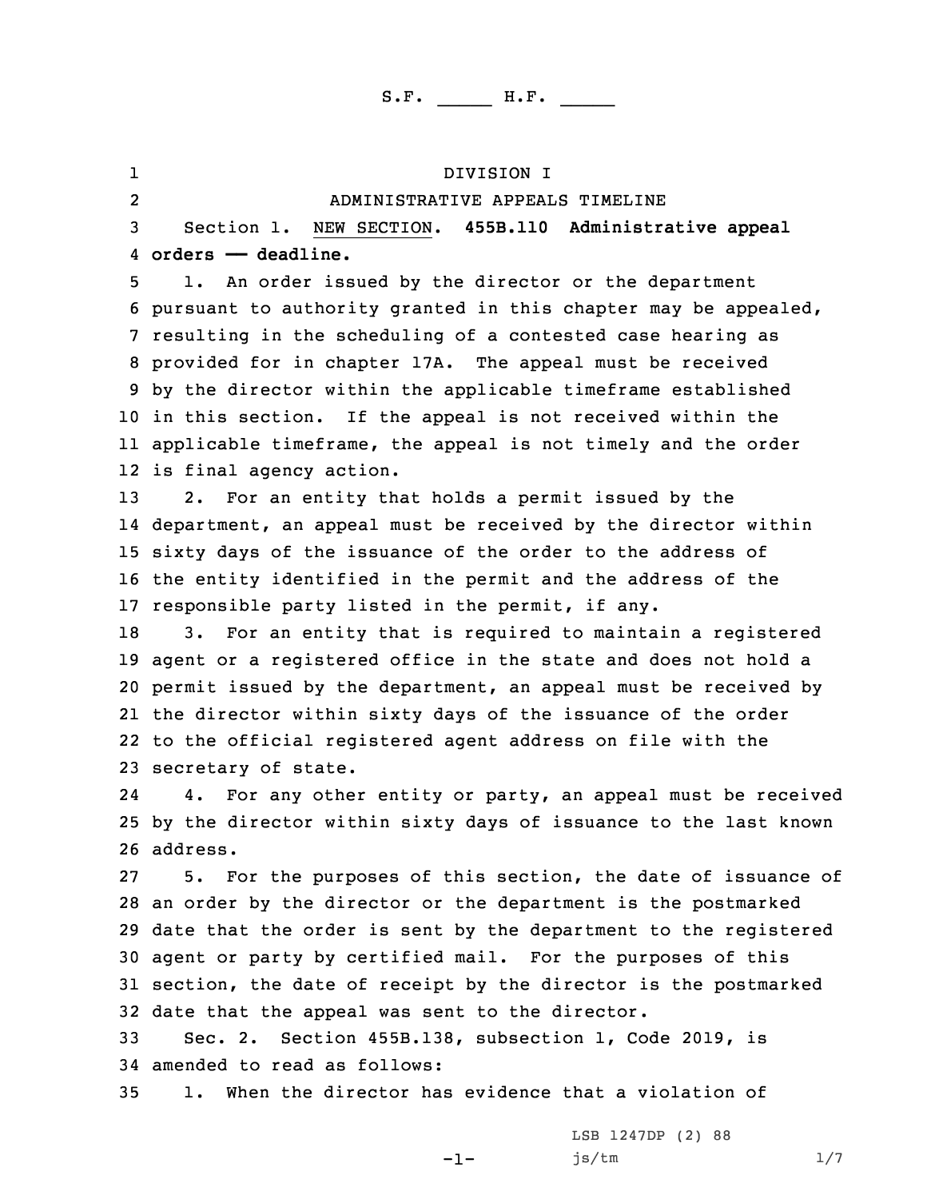S.F. _____ H.F. _____

DIVISION I

ADMINISTRATIVE APPEALS TIMELINE

Section 1. NEW SECTION. **455B.110 Administrative appeal orders —— deadline.**

1. An order issued by the director or the department pursuant to authority granted in this chapter may be appealed, resulting in the scheduling of a contested case hearing as provided for in chapter 17A. The appeal must be received by the director within the applicable timeframe established in this section. If the appeal is not received within the applicable timeframe, the appeal is not timely and the order is final agency action.

2. For an entity that holds a permit issued by the department, an appeal must be received by the director within sixty days of the issuance of the order to the address of the entity identified in the permit and the address of the responsible party listed in the permit, if any.

3. For an entity that is required to maintain a registered agent or a registered office in the state and does not hold a permit issued by the department, an appeal must be received by the director within sixty days of the issuance of the order to the official registered agent address on file with the secretary of state.

4. For any other entity or party, an appeal must be received by the director within sixty days of issuance to the last known address.

5. For the purposes of this section, the date of issuance of an order by the director or the department is the postmarked date that the order is sent by the department to the registered agent or party by certified mail. For the purposes of this section, the date of receipt by the director is the postmarked date that the appeal was sent to the director.

Sec. 2. Section 455B.138, subsection 1, Code 2019, is amended to read as follows:

1. When the director has evidence that a violation of

LSB 1247DP (2) 88

js/tm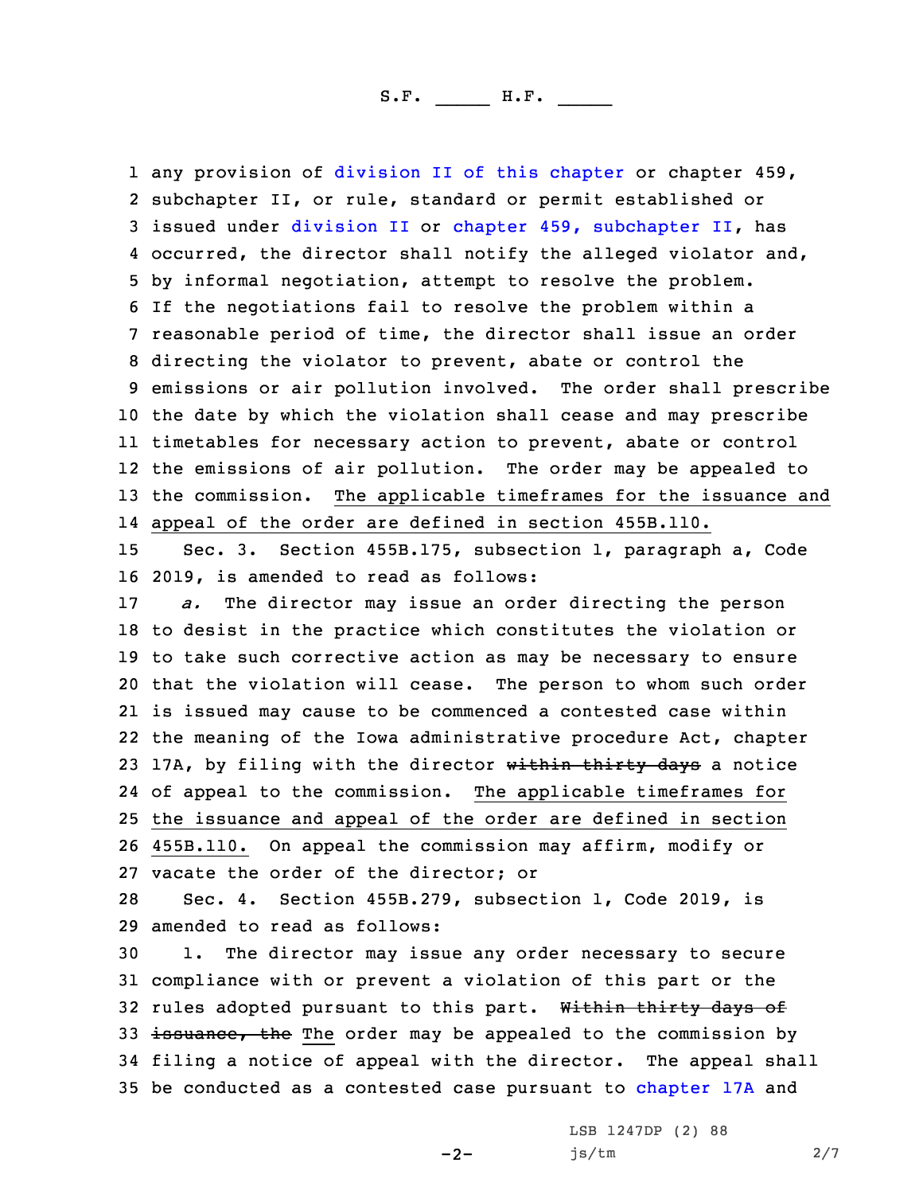any provision of division II of this chapter or chapter 459, subchapter II, or rule, standard or permit established or issued under division II or chapter 459, subchapter II, has occurred, the director shall notify the alleged violator and, by informal negotiation, attempt to resolve the problem. If the negotiations fail to resolve the problem within a reasonable period of time, the director shall issue an order directing the violator to prevent, abate or control the emissions or air pollution involved. The order shall prescribe the date by which the violation shall cease and may prescribe timetables for necessary action to prevent, abate or control the emissions of air pollution. The order may be appealed to the commission. The applicable timeframes for the issuance and appeal of the order are defined in section 455B.110.

Sec. 3. Section 455B.175, subsection 1, paragraph a, Code 2019, is amended to read as follows:

*a.* The director may issue an order directing the person to desist in the practice which constitutes the violation or to take such corrective action as may be necessary to ensure that the violation will cease. The person to whom such order is issued may cause to be commenced a contested case within the meaning of the Iowa administrative procedure Act, chapter 17A, by filing with the director ~~within thirty days~~ a notice of appeal to the commission. The applicable timeframes for the issuance and appeal of the order are defined in section 455B.110. On appeal the commission may affirm, modify or vacate the order of the director; or

Sec. 4. Section 455B.279, subsection 1, Code 2019, is amended to read as follows:

1. The director may issue any order necessary to secure compliance with or prevent a violation of this part or the rules adopted pursuant to this part. ~~Within thirty days of issuance, the~~ The order may be appealed to the commission by filing a notice of appeal with the director. The appeal shall be conducted as a contested case pursuant to chapter 17A and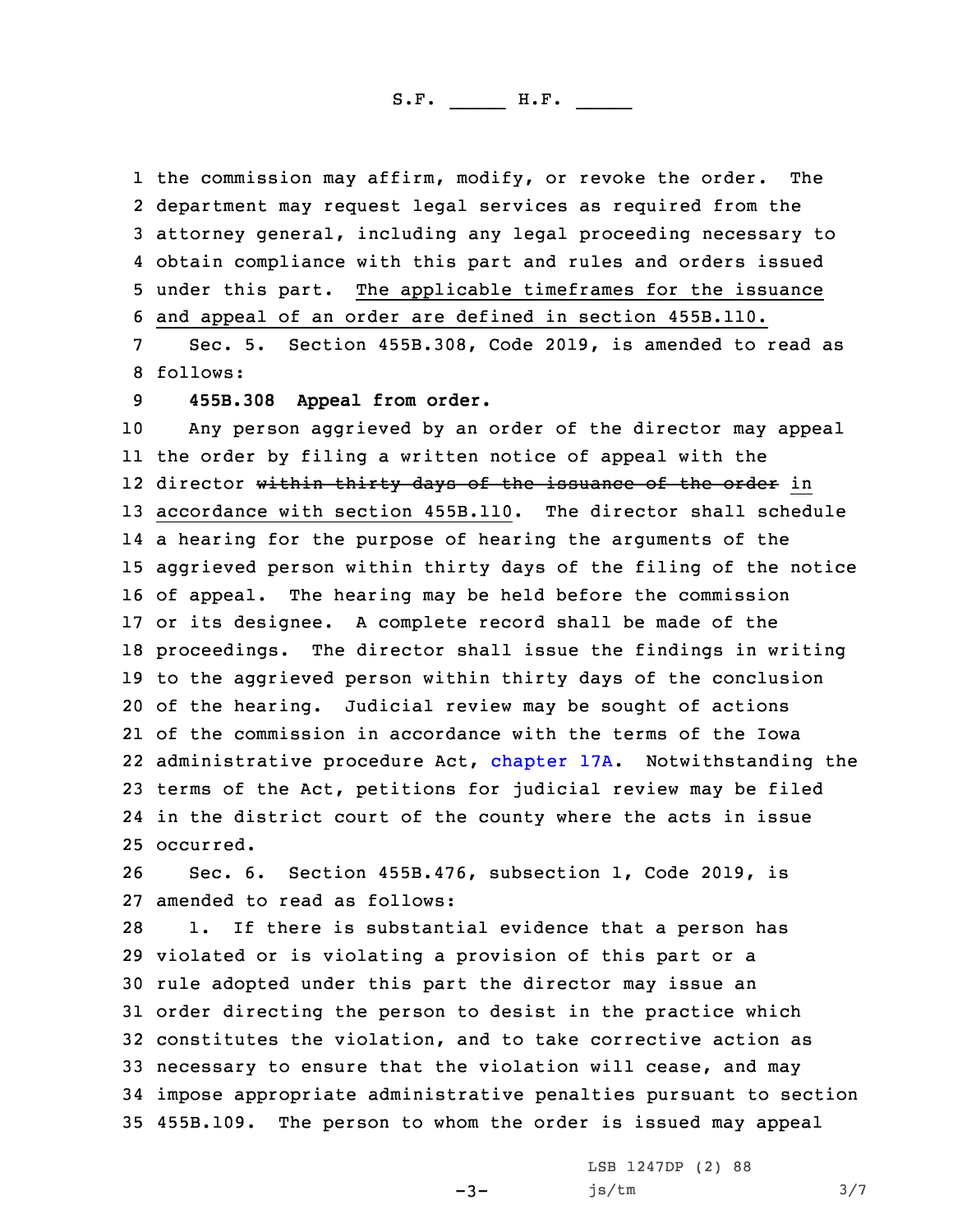the commission may affirm, modify, or revoke the order. The department may request legal services as required from the attorney general, including any legal proceeding necessary to obtain compliance with this part and rules and orders issued under this part. <u>The applicable timeframes for the issuance and appeal of an order are defined in section 455B.110.</u>

Sec. 5. Section 455B.308, Code 2019, is amended to read as follows:

**455B.308 Appeal from order.**

Any person aggrieved by an order of the director may appeal the order by filing a written notice of appeal with the director ~~within thirty days of the issuance of the order~~ <u>in accordance with section 455B.110</u>. The director shall schedule a hearing for the purpose of hearing the arguments of the aggrieved person within thirty days of the filing of the notice of appeal. The hearing may be held before the commission or its designee. A complete record shall be made of the proceedings. The director shall issue the findings in writing to the aggrieved person within thirty days of the conclusion of the hearing. Judicial review may be sought of actions of the commission in accordance with the terms of the Iowa administrative procedure Act, chapter 17A. Notwithstanding the terms of the Act, petitions for judicial review may be filed in the district court of the county where the acts in issue occurred.

Sec. 6. Section 455B.476, subsection 1, Code 2019, is amended to read as follows:

1. If there is substantial evidence that a person has violated or is violating a provision of this part or a rule adopted under this part the director may issue an order directing the person to desist in the practice which constitutes the violation, and to take corrective action as necessary to ensure that the violation will cease, and may impose appropriate administrative penalties pursuant to section 455B.109. The person to whom the order is issued may appeal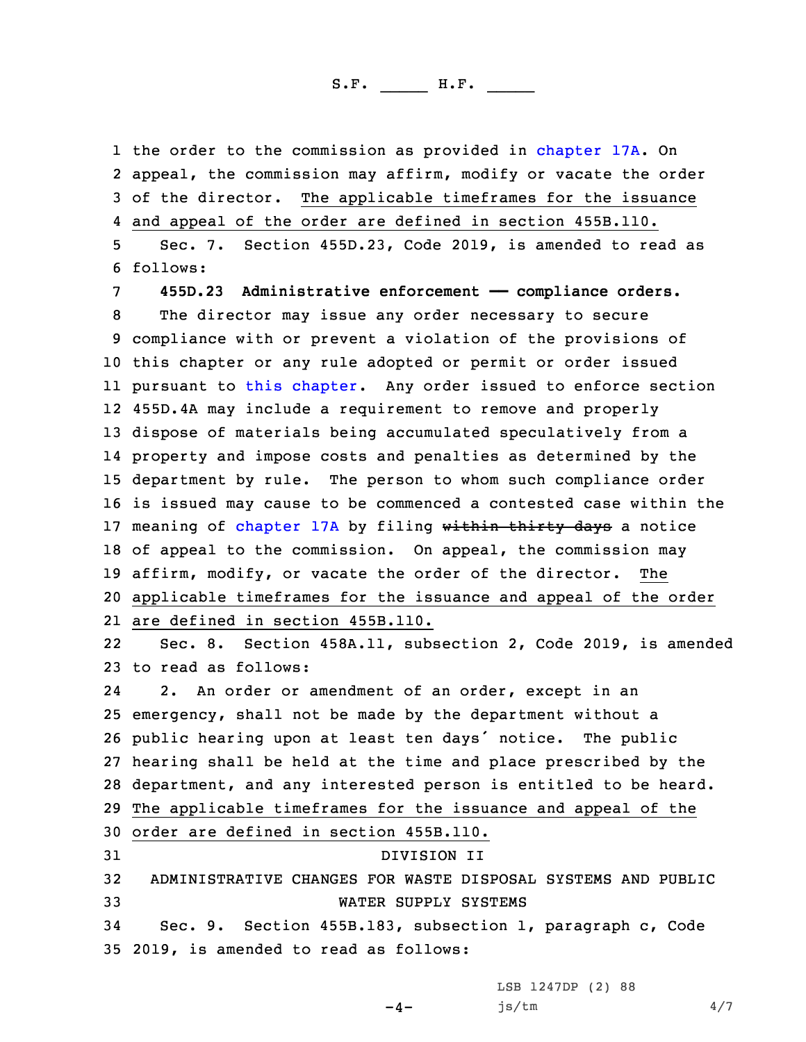the order to the commission as provided in chapter 17A. On appeal, the commission may affirm, modify or vacate the order of the director. <u>The applicable timeframes for the issuance and appeal of the order are defined in section 455B.110.</u>

Sec. 7. Section 455D.23, Code 2019, is amended to read as follows:

**455D.23 Administrative enforcement —— compliance orders.**

The director may issue any order necessary to secure compliance with or prevent a violation of the provisions of this chapter or any rule adopted or permit or order issued pursuant to this chapter. Any order issued to enforce section 455D.4A may include a requirement to remove and properly dispose of materials being accumulated speculatively from a property and impose costs and penalties as determined by the department by rule. The person to whom such compliance order is issued may cause to be commenced a contested case within the meaning of chapter 17A by filing ~~within thirty days~~ a notice of appeal to the commission. On appeal, the commission may affirm, modify, or vacate the order of the director. <u>The applicable timeframes for the issuance and appeal of the order are defined in section 455B.110.</u>

Sec. 8. Section 458A.11, subsection 2, Code 2019, is amended to read as follows:

2. An order or amendment of an order, except in an emergency, shall not be made by the department without a public hearing upon at least ten days' notice. The public hearing shall be held at the time and place prescribed by the department, and any interested person is entitled to be heard. <u>The applicable timeframes for the issuance and appeal of the order are defined in section 455B.110.</u>

DIVISION II

ADMINISTRATIVE CHANGES FOR WASTE DISPOSAL SYSTEMS AND PUBLIC WATER SUPPLY SYSTEMS

Sec. 9. Section 455B.183, subsection 1, paragraph c, Code 2019, is amended to read as follows: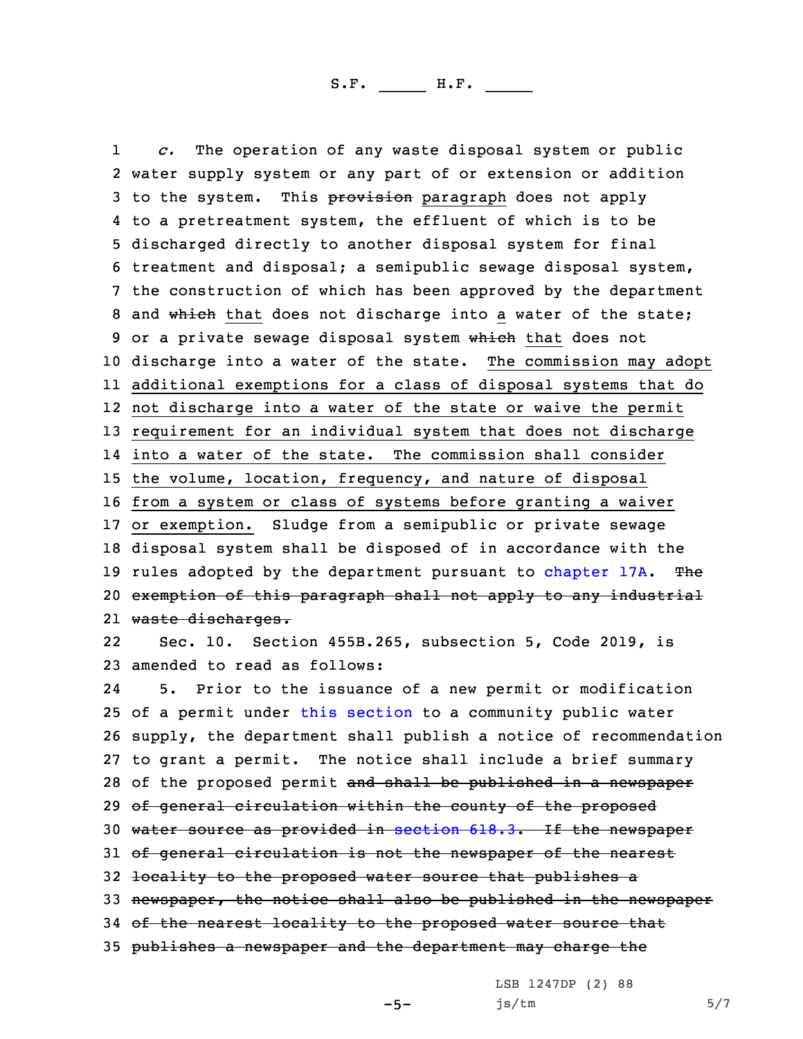*c.* The operation of any waste disposal system or public water supply system or any part of or extension or addition to the system. This ~~provision~~ paragraph does not apply to a pretreatment system, the effluent of which is to be discharged directly to another disposal system for final treatment and disposal; a semipublic sewage disposal system, the construction of which has been approved by the department and ~~which~~ that does not discharge into a water of the state; or a private sewage disposal system ~~which~~ that does not discharge into a water of the state. The commission may adopt additional exemptions for a class of disposal systems that do not discharge into a water of the state or waive the permit requirement for an individual system that does not discharge into a water of the state. The commission shall consider the volume, location, frequency, and nature of disposal from a system or class of systems before granting a waiver or exemption. Sludge from a semipublic or private sewage disposal system shall be disposed of in accordance with the rules adopted by the department pursuant to chapter 17A. ~~The exemption of this paragraph shall not apply to any industrial waste discharges.~~

Sec. 10. Section 455B.265, subsection 5, Code 2019, is amended to read as follows:

5. Prior to the issuance of a new permit or modification of a permit under this section to a community public water supply, the department shall publish a notice of recommendation to grant a permit. The notice shall include a brief summary of the proposed permit ~~and shall be published in a newspaper of general circulation within the county of the proposed water source as provided in section 618.3. If the newspaper of general circulation is not the newspaper of the nearest locality to the proposed water source that publishes a newspaper, the notice shall also be published in the newspaper of the nearest locality to the proposed water source that publishes a newspaper and the department may charge the~~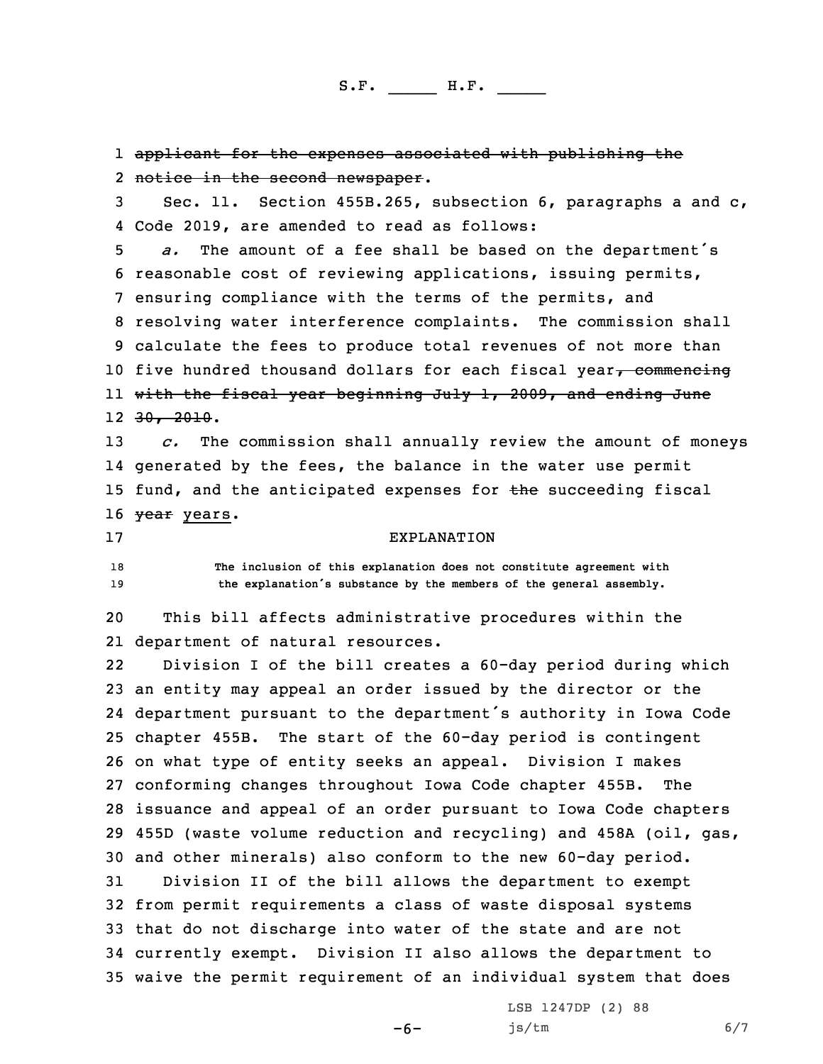~~applicant for the expenses associated with publishing the notice in the second newspaper~~.

Sec. 11. Section 455B.265, subsection 6, paragraphs a and c, Code 2019, are amended to read as follows:

*a.* The amount of a fee shall be based on the department's reasonable cost of reviewing applications, issuing permits, ensuring compliance with the terms of the permits, and resolving water interference complaints. The commission shall calculate the fees to produce total revenues of not more than five hundred thousand dollars for each fiscal year~~, commencing with the fiscal year beginning July 1, 2009, and ending June 30, 2010~~.

*c.* The commission shall annually review the amount of moneys generated by the fees, the balance in the water use permit fund, and the anticipated expenses for ~~the~~ succeeding fiscal ~~year~~ years.

EXPLANATION

The inclusion of this explanation does not constitute agreement with the explanation's substance by the members of the general assembly.

This bill affects administrative procedures within the department of natural resources.

Division I of the bill creates a 60-day period during which an entity may appeal an order issued by the director or the department pursuant to the department's authority in Iowa Code chapter 455B. The start of the 60-day period is contingent on what type of entity seeks an appeal. Division I makes conforming changes throughout Iowa Code chapter 455B. The issuance and appeal of an order pursuant to Iowa Code chapters 455D (waste volume reduction and recycling) and 458A (oil, gas, and other minerals) also conform to the new 60-day period.

Division II of the bill allows the department to exempt from permit requirements a class of waste disposal systems that do not discharge into water of the state and are not currently exempt. Division II also allows the department to waive the permit requirement of an individual system that does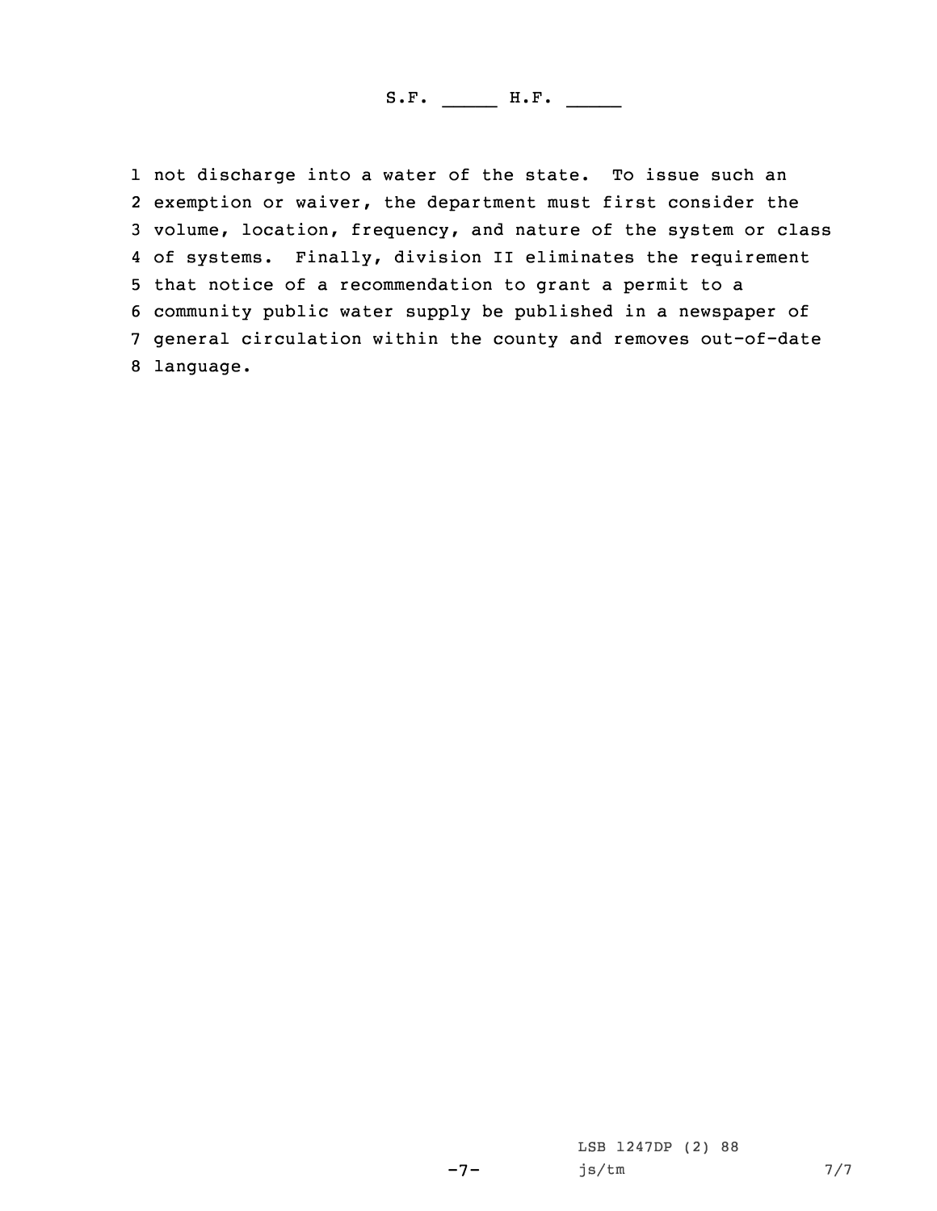not discharge into a water of the state. To issue such an exemption or waiver, the department must first consider the volume, location, frequency, and nature of the system or class of systems. Finally, division II eliminates the requirement that notice of a recommendation to grant a permit to a community public water supply be published in a newspaper of general circulation within the county and removes out-of-date language.